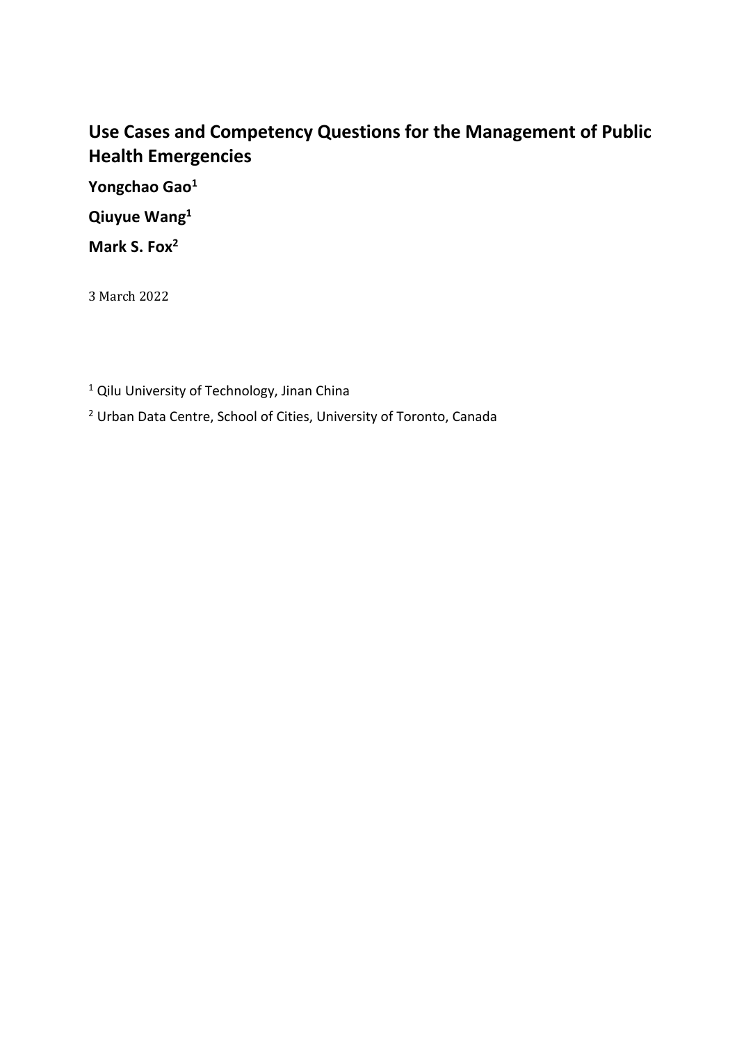# Use Cases and Competency Questions for the Management of Public Health Emergencies

**Yongchao Gao[1]**

**Qiuyue Wang[1]**

**Mark S. Fox[2]**

3 March 2022

[1] Qilu University of Technology, Jinan China

[2] Urban Data Centre, School of Cities, University of Toronto, Canada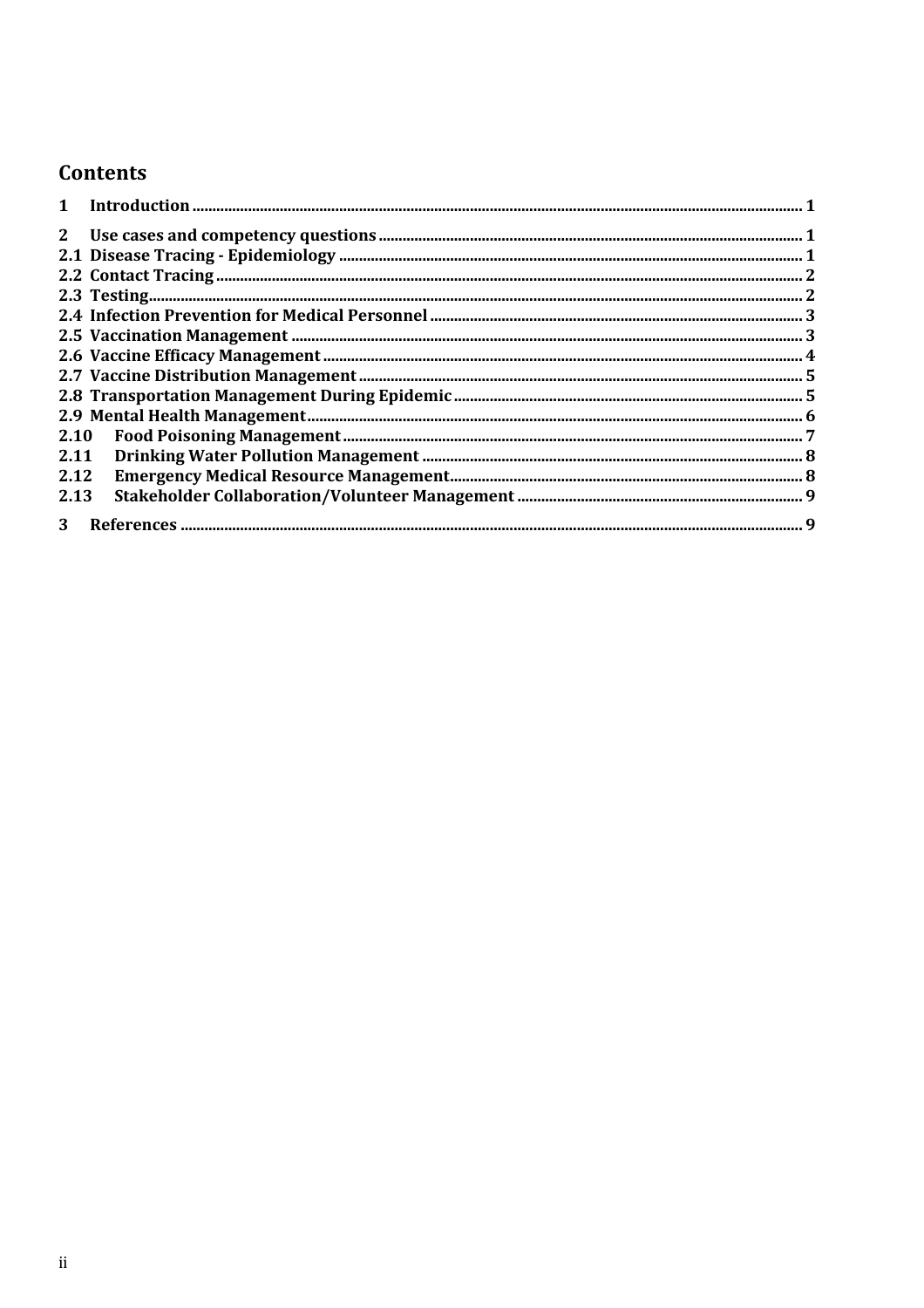# Contents

1 Introduction ... 1

2 Use cases and competency questions ... 1

2.1 Disease Tracing - Epidemiology ... 1

2.2 Contact Tracing ... 2

2.3 Testing ... 2

2.4 Infection Prevention for Medical Personnel ... 3

2.5 Vaccination Management ... 3

2.6 Vaccine Efficacy Management ... 4

2.7 Vaccine Distribution Management ... 5

2.8 Transportation Management During Epidemic ... 5

2.9 Mental Health Management ... 6

2.10 Food Poisoning Management ... 7

2.11 Drinking Water Pollution Management ... 8

2.12 Emergency Medical Resource Management ... 8

2.13 Stakeholder Collaboration/Volunteer Management ... 9

3 References ... 9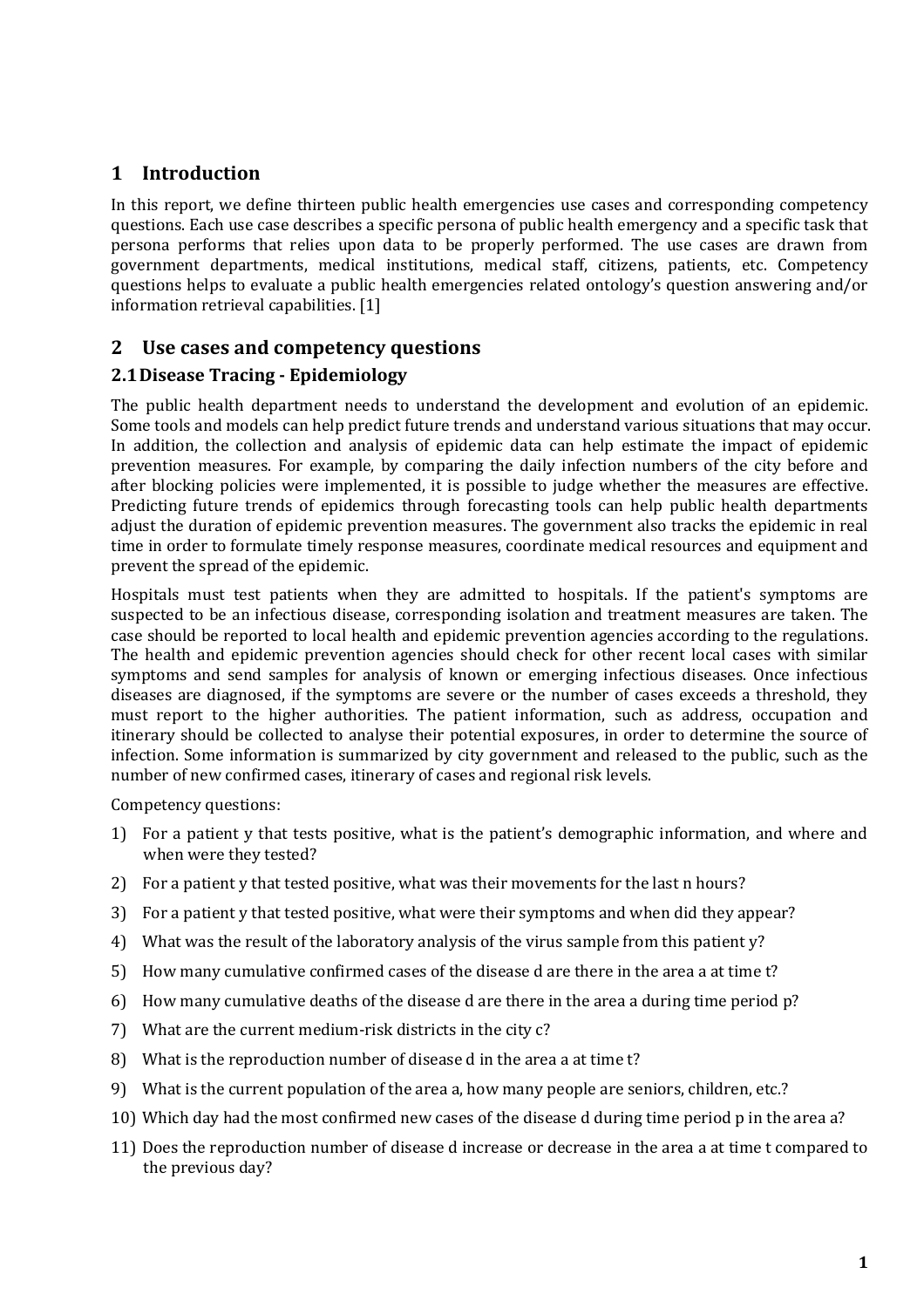# 1 Introduction

In this report, we define thirteen public health emergencies use cases and corresponding competency questions. Each use case describes a specific persona of public health emergency and a specific task that persona performs that relies upon data to be properly performed. The use cases are drawn from government departments, medical institutions, medical staff, citizens, patients, etc. Competency questions helps to evaluate a public health emergencies related ontology's question answering and/or information retrieval capabilities. [1]

# 2 Use cases and competency questions

## 2.1 Disease Tracing - Epidemiology

The public health department needs to understand the development and evolution of an epidemic. Some tools and models can help predict future trends and understand various situations that may occur. In addition, the collection and analysis of epidemic data can help estimate the impact of epidemic prevention measures. For example, by comparing the daily infection numbers of the city before and after blocking policies were implemented, it is possible to judge whether the measures are effective. Predicting future trends of epidemics through forecasting tools can help public health departments adjust the duration of epidemic prevention measures. The government also tracks the epidemic in real time in order to formulate timely response measures, coordinate medical resources and equipment and prevent the spread of the epidemic.

Hospitals must test patients when they are admitted to hospitals. If the patient's symptoms are suspected to be an infectious disease, corresponding isolation and treatment measures are taken. The case should be reported to local health and epidemic prevention agencies according to the regulations. The health and epidemic prevention agencies should check for other recent local cases with similar symptoms and send samples for analysis of known or emerging infectious diseases. Once infectious diseases are diagnosed, if the symptoms are severe or the number of cases exceeds a threshold, they must report to the higher authorities. The patient information, such as address, occupation and itinerary should be collected to analyse their potential exposures, in order to determine the source of infection. Some information is summarized by city government and released to the public, such as the number of new confirmed cases, itinerary of cases and regional risk levels.

Competency questions:

1) For a patient y that tests positive, what is the patient's demographic information, and where and when were they tested?
2) For a patient y that tested positive, what was their movements for the last n hours?
3) For a patient y that tested positive, what were their symptoms and when did they appear?
4) What was the result of the laboratory analysis of the virus sample from this patient y?
5) How many cumulative confirmed cases of the disease d are there in the area a at time t?
6) How many cumulative deaths of the disease d are there in the area a during time period p?
7) What are the current medium-risk districts in the city c?
8) What is the reproduction number of disease d in the area a at time t?
9) What is the current population of the area a, how many people are seniors, children, etc.?
10) Which day had the most confirmed new cases of the disease d during time period p in the area a?
11) Does the reproduction number of disease d increase or decrease in the area a at time t compared to the previous day?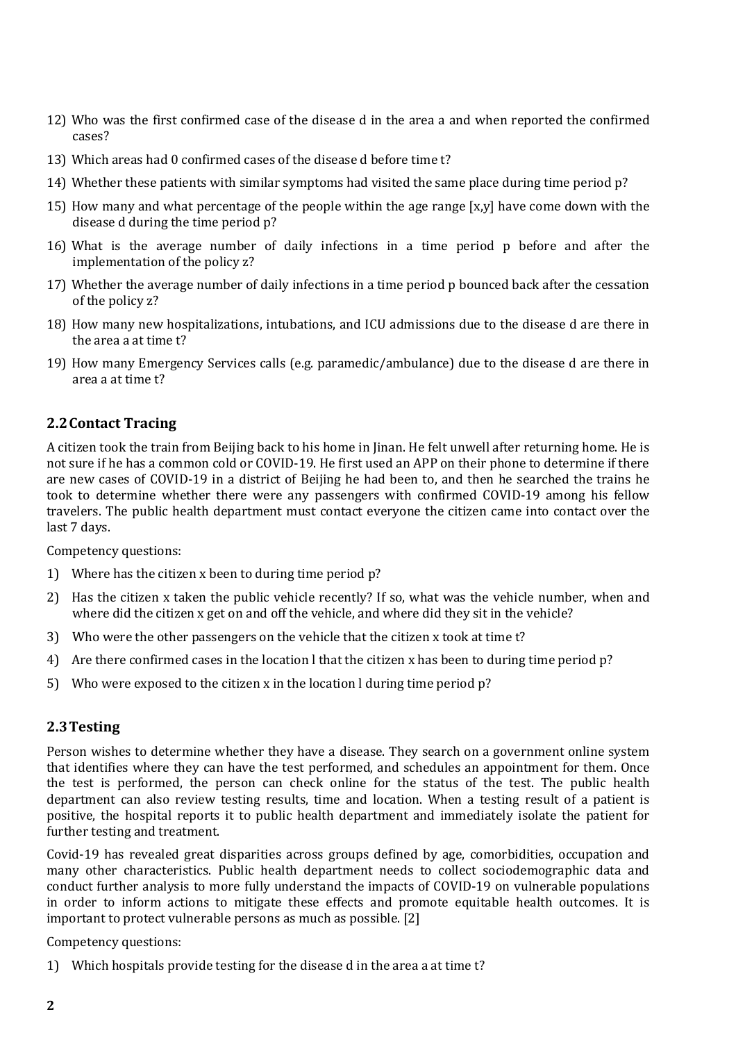12) Who was the first confirmed case of the disease d in the area a and when reported the confirmed cases?
13) Which areas had 0 confirmed cases of the disease d before time t?
14) Whether these patients with similar symptoms had visited the same place during time period p?
15) How many and what percentage of the people within the age range [x,y] have come down with the disease d during the time period p?
16) What is the average number of daily infections in a time period p before and after the implementation of the policy z?
17) Whether the average number of daily infections in a time period p bounced back after the cessation of the policy z?
18) How many new hospitalizations, intubations, and ICU admissions due to the disease d are there in the area a at time t?
19) How many Emergency Services calls (e.g. paramedic/ambulance) due to the disease d are there in area a at time t?

## 2.2 Contact Tracing

A citizen took the train from Beijing back to his home in Jinan. He felt unwell after returning home. He is not sure if he has a common cold or COVID-19. He first used an APP on their phone to determine if there are new cases of COVID-19 in a district of Beijing he had been to, and then he searched the trains he took to determine whether there were any passengers with confirmed COVID-19 among his fellow travelers. The public health department must contact everyone the citizen came into contact over the last 7 days.

Competency questions:

1) Where has the citizen x been to during time period p?
2) Has the citizen x taken the public vehicle recently? If so, what was the vehicle number, when and where did the citizen x get on and off the vehicle, and where did they sit in the vehicle?
3) Who were the other passengers on the vehicle that the citizen x took at time t?
4) Are there confirmed cases in the location l that the citizen x has been to during time period p?
5) Who were exposed to the citizen x in the location l during time period p?

## 2.3 Testing

Person wishes to determine whether they have a disease. They search on a government online system that identifies where they can have the test performed, and schedules an appointment for them. Once the test is performed, the person can check online for the status of the test. The public health department can also review testing results, time and location. When a testing result of a patient is positive, the hospital reports it to public health department and immediately isolate the patient for further testing and treatment.

Covid-19 has revealed great disparities across groups defined by age, comorbidities, occupation and many other characteristics. Public health department needs to collect sociodemographic data and conduct further analysis to more fully understand the impacts of COVID-19 on vulnerable populations in order to inform actions to mitigate these effects and promote equitable health outcomes. It is important to protect vulnerable persons as much as possible. [2]

Competency questions:

1) Which hospitals provide testing for the disease d in the area a at time t?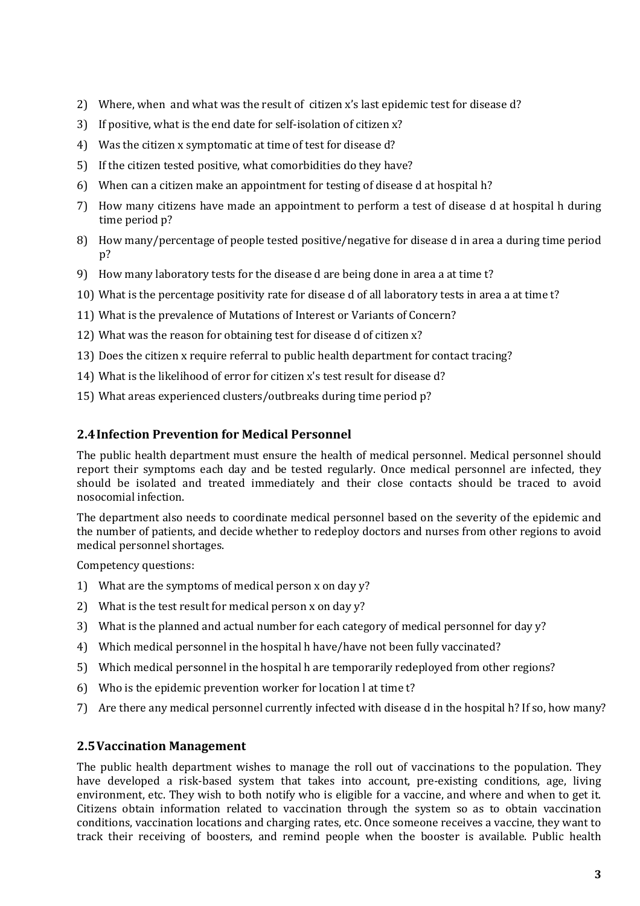2) Where, when and what was the result of citizen x's last epidemic test for disease d?
3) If positive, what is the end date for self-isolation of citizen x?
4) Was the citizen x symptomatic at time of test for disease d?
5) If the citizen tested positive, what comorbidities do they have?
6) When can a citizen make an appointment for testing of disease d at hospital h?
7) How many citizens have made an appointment to perform a test of disease d at hospital h during time period p?
8) How many/percentage of people tested positive/negative for disease d in area a during time period p?
9) How many laboratory tests for the disease d are being done in area a at time t?
10) What is the percentage positivity rate for disease d of all laboratory tests in area a at time t?
11) What is the prevalence of Mutations of Interest or Variants of Concern?
12) What was the reason for obtaining test for disease d of citizen x?
13) Does the citizen x require referral to public health department for contact tracing?
14) What is the likelihood of error for citizen x's test result for disease d?
15) What areas experienced clusters/outbreaks during time period p?

### 2.4 Infection Prevention for Medical Personnel

The public health department must ensure the health of medical personnel. Medical personnel should report their symptoms each day and be tested regularly. Once medical personnel are infected, they should be isolated and treated immediately and their close contacts should be traced to avoid nosocomial infection.

The department also needs to coordinate medical personnel based on the severity of the epidemic and the number of patients, and decide whether to redeploy doctors and nurses from other regions to avoid medical personnel shortages.

Competency questions:

1) What are the symptoms of medical person x on day y?
2) What is the test result for medical person x on day y?
3) What is the planned and actual number for each category of medical personnel for day y?
4) Which medical personnel in the hospital h have/have not been fully vaccinated?
5) Which medical personnel in the hospital h are temporarily redeployed from other regions?
6) Who is the epidemic prevention worker for location l at time t?
7) Are there any medical personnel currently infected with disease d in the hospital h? If so, how many?

### 2.5 Vaccination Management

The public health department wishes to manage the roll out of vaccinations to the population. They have developed a risk-based system that takes into account, pre-existing conditions, age, living environment, etc. They wish to both notify who is eligible for a vaccine, and where and when to get it. Citizens obtain information related to vaccination through the system so as to obtain vaccination conditions, vaccination locations and charging rates, etc. Once someone receives a vaccine, they want to track their receiving of boosters, and remind people when the booster is available. Public health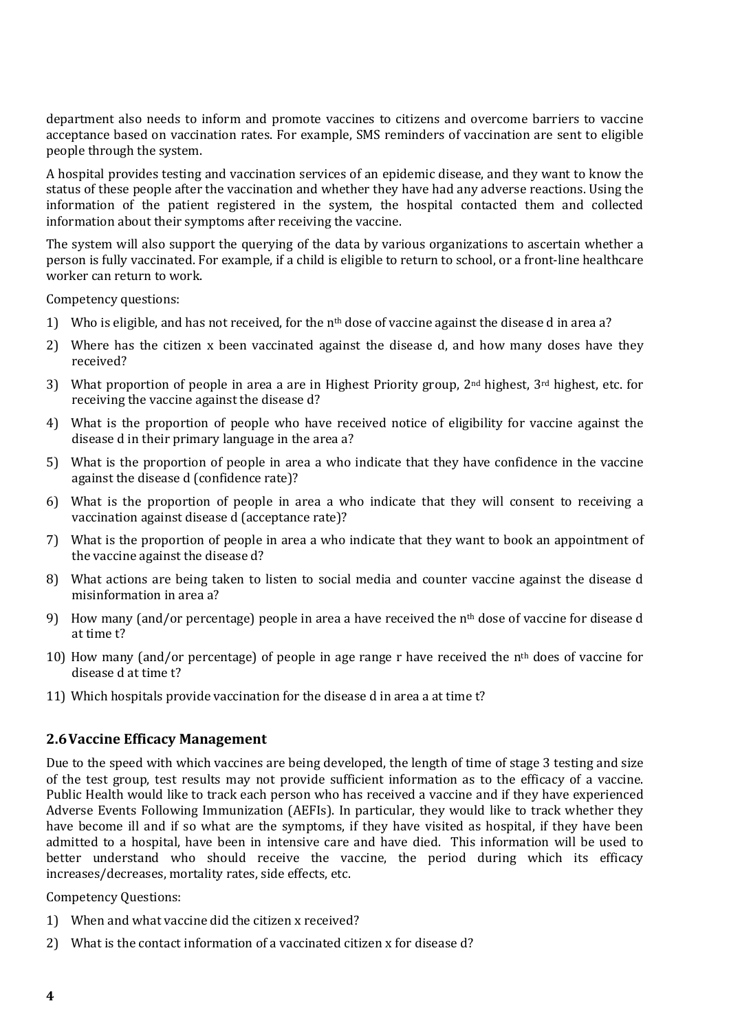department also needs to inform and promote vaccines to citizens and overcome barriers to vaccine acceptance based on vaccination rates. For example, SMS reminders of vaccination are sent to eligible people through the system.

A hospital provides testing and vaccination services of an epidemic disease, and they want to know the status of these people after the vaccination and whether they have had any adverse reactions. Using the information of the patient registered in the system, the hospital contacted them and collected information about their symptoms after receiving the vaccine.

The system will also support the querying of the data by various organizations to ascertain whether a person is fully vaccinated. For example, if a child is eligible to return to school, or a front-line healthcare worker can return to work.

Competency questions:

1) Who is eligible, and has not received, for the $n^{th}$ dose of vaccine against the disease d in area a?
2) Where has the citizen x been vaccinated against the disease d, and how many doses have they received?
3) What proportion of people in area a are in Highest Priority group, $2^{nd}$ highest, $3^{rd}$ highest, etc. for receiving the vaccine against the disease d?
4) What is the proportion of people who have received notice of eligibility for vaccine against the disease d in their primary language in the area a?
5) What is the proportion of people in area a who indicate that they have confidence in the vaccine against the disease d (confidence rate)?
6) What is the proportion of people in area a who indicate that they will consent to receiving a vaccination against disease d (acceptance rate)?
7) What is the proportion of people in area a who indicate that they want to book an appointment of the vaccine against the disease d?
8) What actions are being taken to listen to social media and counter vaccine against the disease d misinformation in area a?
9) How many (and/or percentage) people in area a have received the $n^{th}$ dose of vaccine for disease d at time t?
10) How many (and/or percentage) of people in age range r have received the $n^{th}$ does of vaccine for disease d at time t?
11) Which hospitals provide vaccination for the disease d in area a at time t?

## 2.6 Vaccine Efficacy Management

Due to the speed with which vaccines are being developed, the length of time of stage 3 testing and size of the test group, test results may not provide sufficient information as to the efficacy of a vaccine. Public Health would like to track each person who has received a vaccine and if they have experienced Adverse Events Following Immunization (AEFIs). In particular, they would like to track whether they have become ill and if so what are the symptoms, if they have visited as hospital, if they have been admitted to a hospital, have been in intensive care and have died. This information will be used to better understand who should receive the vaccine, the period during which its efficacy increases/decreases, mortality rates, side effects, etc.

Competency Questions:

1) When and what vaccine did the citizen x received?
2) What is the contact information of a vaccinated citizen x for disease d?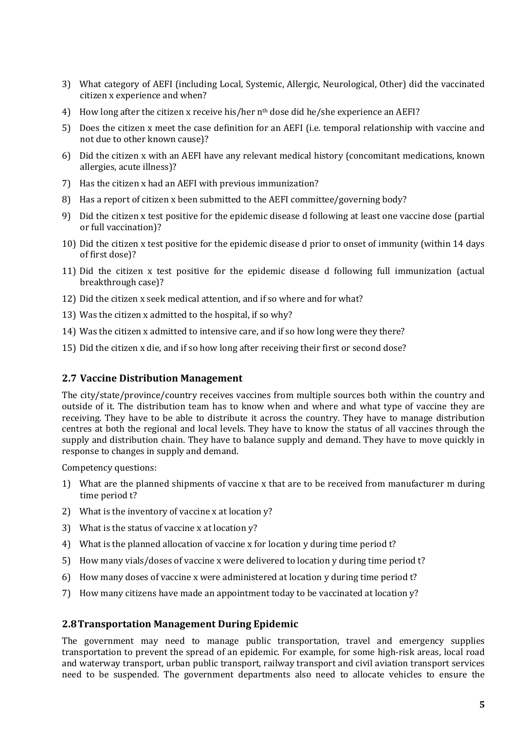3) What category of AEFI (including Local, Systemic, Allergic, Neurological, Other) did the vaccinated citizen x experience and when?
4) How long after the citizen x receive his/her $n^{th}$ dose did he/she experience an AEFI?
5) Does the citizen x meet the case definition for an AEFI (i.e. temporal relationship with vaccine and not due to other known cause)?
6) Did the citizen x with an AEFI have any relevant medical history (concomitant medications, known allergies, acute illness)?
7) Has the citizen x had an AEFI with previous immunization?
8) Has a report of citizen x been submitted to the AEFI committee/governing body?
9) Did the citizen x test positive for the epidemic disease d following at least one vaccine dose (partial or full vaccination)?
10) Did the citizen x test positive for the epidemic disease d prior to onset of immunity (within 14 days of first dose)?
11) Did the citizen x test positive for the epidemic disease d following full immunization (actual breakthrough case)?
12) Did the citizen x seek medical attention, and if so where and for what?
13) Was the citizen x admitted to the hospital, if so why?
14) Was the citizen x admitted to intensive care, and if so how long were they there?
15) Did the citizen x die, and if so how long after receiving their first or second dose?

### 2.7 Vaccine Distribution Management

The city/state/province/country receives vaccines from multiple sources both within the country and outside of it. The distribution team has to know when and where and what type of vaccine they are receiving. They have to be able to distribute it across the country. They have to manage distribution centres at both the regional and local levels. They have to know the status of all vaccines through the supply and distribution chain. They have to balance supply and demand. They have to move quickly in response to changes in supply and demand.

Competency questions:

1) What are the planned shipments of vaccine x that are to be received from manufacturer m during time period t?
2) What is the inventory of vaccine x at location y?
3) What is the status of vaccine x at location y?
4) What is the planned allocation of vaccine x for location y during time period t?
5) How many vials/doses of vaccine x were delivered to location y during time period t?
6) How many doses of vaccine x were administered at location y during time period t?
7) How many citizens have made an appointment today to be vaccinated at location y?

### 2.8 Transportation Management During Epidemic

The government may need to manage public transportation, travel and emergency supplies transportation to prevent the spread of an epidemic. For example, for some high-risk areas, local road and waterway transport, urban public transport, railway transport and civil aviation transport services need to be suspended. The government departments also need to allocate vehicles to ensure the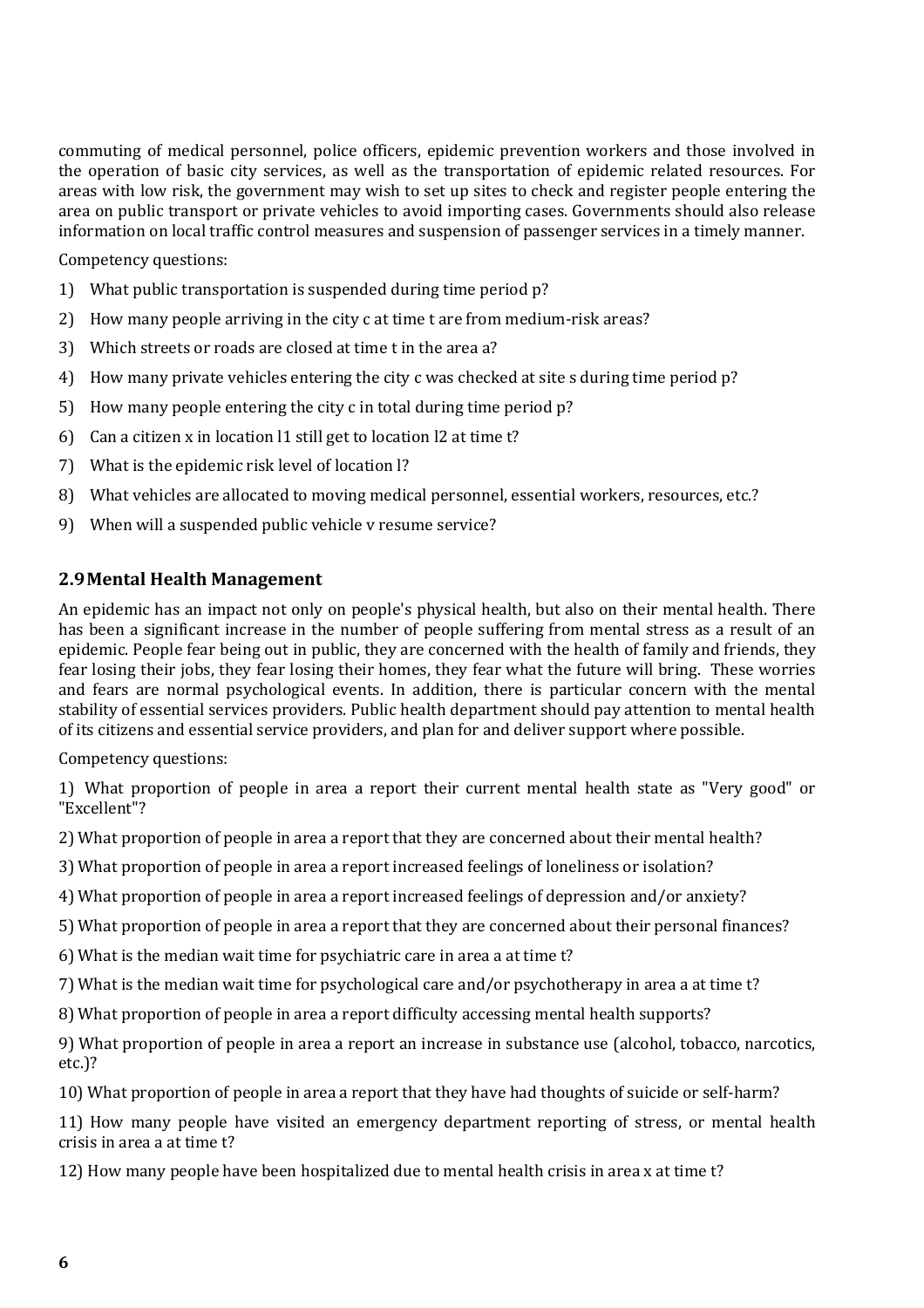commuting of medical personnel, police officers, epidemic prevention workers and those involved in the operation of basic city services, as well as the transportation of epidemic related resources. For areas with low risk, the government may wish to set up sites to check and register people entering the area on public transport or private vehicles to avoid importing cases. Governments should also release information on local traffic control measures and suspension of passenger services in a timely manner.

Competency questions:

1) What public transportation is suspended during time period p?
2) How many people arriving in the city c at time t are from medium-risk areas?
3) Which streets or roads are closed at time t in the area a?
4) How many private vehicles entering the city c was checked at site s during time period p?
5) How many people entering the city c in total during time period p?
6) Can a citizen x in location l1 still get to location l2 at time t?
7) What is the epidemic risk level of location l?
8) What vehicles are allocated to moving medical personnel, essential workers, resources, etc.?
9) When will a suspended public vehicle v resume service?

## 2.9 Mental Health Management

An epidemic has an impact not only on people's physical health, but also on their mental health. There has been a significant increase in the number of people suffering from mental stress as a result of an epidemic. People fear being out in public, they are concerned with the health of family and friends, they fear losing their jobs, they fear losing their homes, they fear what the future will bring. These worries and fears are normal psychological events. In addition, there is particular concern with the mental stability of essential services providers. Public health department should pay attention to mental health of its citizens and essential service providers, and plan for and deliver support where possible.

Competency questions:

1) What proportion of people in area a report their current mental health state as "Very good" or "Excellent"?
2) What proportion of people in area a report that they are concerned about their mental health?
3) What proportion of people in area a report increased feelings of loneliness or isolation?
4) What proportion of people in area a report increased feelings of depression and/or anxiety?
5) What proportion of people in area a report that they are concerned about their personal finances?
6) What is the median wait time for psychiatric care in area a at time t?
7) What is the median wait time for psychological care and/or psychotherapy in area a at time t?
8) What proportion of people in area a report difficulty accessing mental health supports?
9) What proportion of people in area a report an increase in substance use (alcohol, tobacco, narcotics, etc.)?
10) What proportion of people in area a report that they have had thoughts of suicide or self-harm?
11) How many people have visited an emergency department reporting of stress, or mental health crisis in area a at time t?
12) How many people have been hospitalized due to mental health crisis in area x at time t?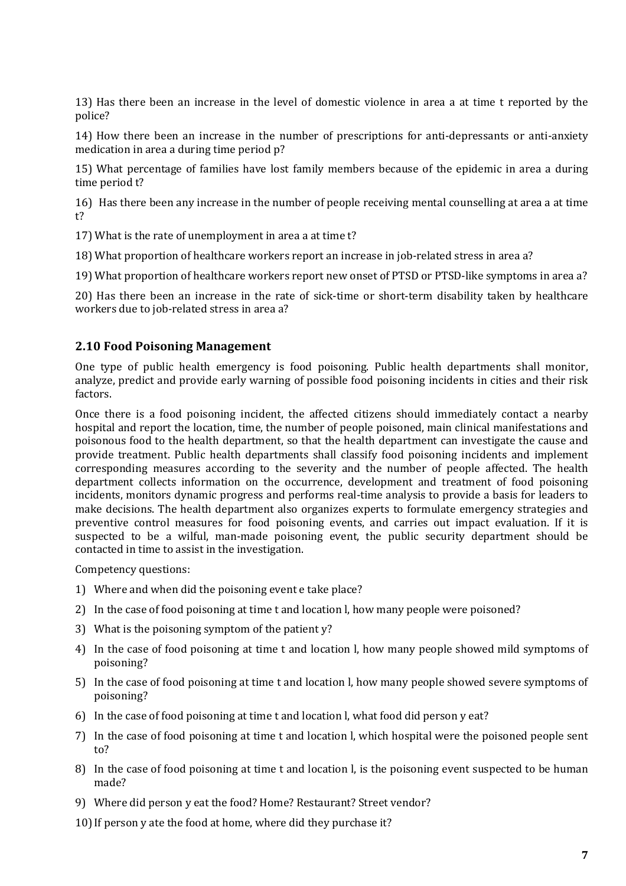13) Has there been an increase in the level of domestic violence in area a at time t reported by the police?

14) How there been an increase in the number of prescriptions for anti-depressants or anti-anxiety medication in area a during time period p?

15) What percentage of families have lost family members because of the epidemic in area a during time period t?

16) Has there been any increase in the number of people receiving mental counselling at area a at time t?

17) What is the rate of unemployment in area a at time t?

18) What proportion of healthcare workers report an increase in job-related stress in area a?

19) What proportion of healthcare workers report new onset of PTSD or PTSD-like symptoms in area a?

20) Has there been an increase in the rate of sick-time or short-term disability taken by healthcare workers due to job-related stress in area a?

## 2.10 Food Poisoning Management

One type of public health emergency is food poisoning. Public health departments shall monitor, analyze, predict and provide early warning of possible food poisoning incidents in cities and their risk factors.

Once there is a food poisoning incident, the affected citizens should immediately contact a nearby hospital and report the location, time, the number of people poisoned, main clinical manifestations and poisonous food to the health department, so that the health department can investigate the cause and provide treatment. Public health departments shall classify food poisoning incidents and implement corresponding measures according to the severity and the number of people affected. The health department collects information on the occurrence, development and treatment of food poisoning incidents, monitors dynamic progress and performs real-time analysis to provide a basis for leaders to make decisions. The health department also organizes experts to formulate emergency strategies and preventive control measures for food poisoning events, and carries out impact evaluation. If it is suspected to be a wilful, man-made poisoning event, the public security department should be contacted in time to assist in the investigation.

Competency questions:

1) Where and when did the poisoning event e take place?
2) In the case of food poisoning at time t and location l, how many people were poisoned?
3) What is the poisoning symptom of the patient y?
4) In the case of food poisoning at time t and location l, how many people showed mild symptoms of poisoning?
5) In the case of food poisoning at time t and location l, how many people showed severe symptoms of poisoning?
6) In the case of food poisoning at time t and location l, what food did person y eat?
7) In the case of food poisoning at time t and location l, which hospital were the poisoned people sent to?
8) In the case of food poisoning at time t and location l, is the poisoning event suspected to be human made?
9) Where did person y eat the food? Home? Restaurant? Street vendor?
10) If person y ate the food at home, where did they purchase it?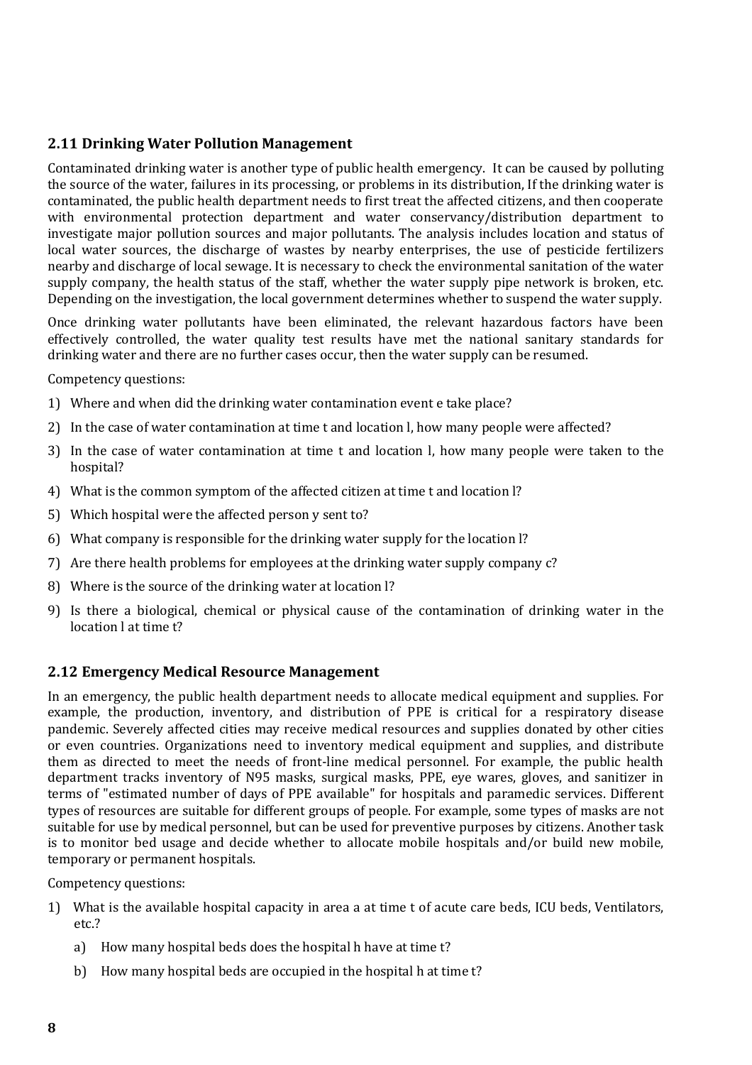## 2.11 Drinking Water Pollution Management

Contaminated drinking water is another type of public health emergency. It can be caused by polluting the source of the water, failures in its processing, or problems in its distribution, If the drinking water is contaminated, the public health department needs to first treat the affected citizens, and then cooperate with environmental protection department and water conservancy/distribution department to investigate major pollution sources and major pollutants. The analysis includes location and status of local water sources, the discharge of wastes by nearby enterprises, the use of pesticide fertilizers nearby and discharge of local sewage. It is necessary to check the environmental sanitation of the water supply company, the health status of the staff, whether the water supply pipe network is broken, etc. Depending on the investigation, the local government determines whether to suspend the water supply.

Once drinking water pollutants have been eliminated, the relevant hazardous factors have been effectively controlled, the water quality test results have met the national sanitary standards for drinking water and there are no further cases occur, then the water supply can be resumed.

Competency questions:

1) Where and when did the drinking water contamination event e take place?
2) In the case of water contamination at time t and location l, how many people were affected?
3) In the case of water contamination at time t and location l, how many people were taken to the hospital?
4) What is the common symptom of the affected citizen at time t and location l?
5) Which hospital were the affected person y sent to?
6) What company is responsible for the drinking water supply for the location l?
7) Are there health problems for employees at the drinking water supply company c?
8) Where is the source of the drinking water at location l?
9) Is there a biological, chemical or physical cause of the contamination of drinking water in the location l at time t?

## 2.12 Emergency Medical Resource Management

In an emergency, the public health department needs to allocate medical equipment and supplies. For example, the production, inventory, and distribution of PPE is critical for a respiratory disease pandemic. Severely affected cities may receive medical resources and supplies donated by other cities or even countries. Organizations need to inventory medical equipment and supplies, and distribute them as directed to meet the needs of front-line medical personnel. For example, the public health department tracks inventory of N95 masks, surgical masks, PPE, eye wares, gloves, and sanitizer in terms of "estimated number of days of PPE available" for hospitals and paramedic services. Different types of resources are suitable for different groups of people. For example, some types of masks are not suitable for use by medical personnel, but can be used for preventive purposes by citizens. Another task is to monitor bed usage and decide whether to allocate mobile hospitals and/or build new mobile, temporary or permanent hospitals.

Competency questions:

1) What is the available hospital capacity in area a at time t of acute care beds, ICU beds, Ventilators, etc.?
   a) How many hospital beds does the hospital h have at time t?
   b) How many hospital beds are occupied in the hospital h at time t?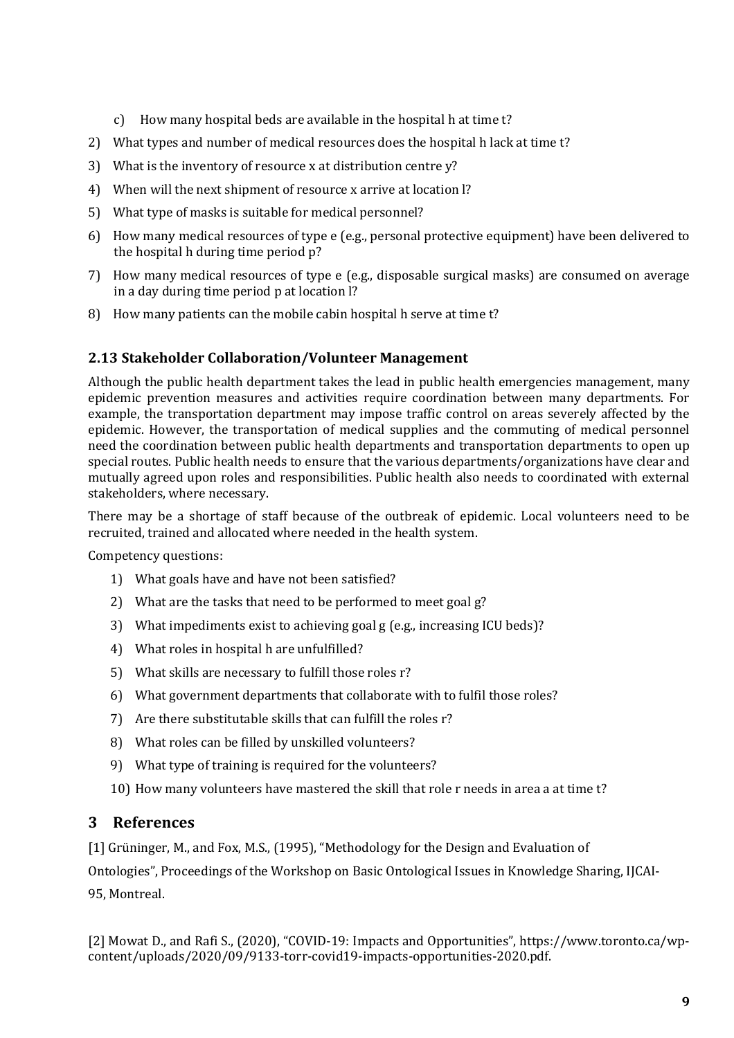c) How many hospital beds are available in the hospital h at time t?
2) What types and number of medical resources does the hospital h lack at time t?
3) What is the inventory of resource x at distribution centre y?
4) When will the next shipment of resource x arrive at location l?
5) What type of masks is suitable for medical personnel?
6) How many medical resources of type e (e.g., personal protective equipment) have been delivered to the hospital h during time period p?
7) How many medical resources of type e (e.g., disposable surgical masks) are consumed on average in a day during time period p at location l?
8) How many patients can the mobile cabin hospital h serve at time t?

### 2.13 Stakeholder Collaboration/Volunteer Management

Although the public health department takes the lead in public health emergencies management, many epidemic prevention measures and activities require coordination between many departments. For example, the transportation department may impose traffic control on areas severely affected by the epidemic. However, the transportation of medical supplies and the commuting of medical personnel need the coordination between public health departments and transportation departments to open up special routes. Public health needs to ensure that the various departments/organizations have clear and mutually agreed upon roles and responsibilities. Public health also needs to coordinated with external stakeholders, where necessary.

There may be a shortage of staff because of the outbreak of epidemic. Local volunteers need to be recruited, trained and allocated where needed in the health system.

Competency questions:

1) What goals have and have not been satisfied?
2) What are the tasks that need to be performed to meet goal g?
3) What impediments exist to achieving goal g (e.g., increasing ICU beds)?
4) What roles in hospital h are unfulfilled?
5) What skills are necessary to fulfill those roles r?
6) What government departments that collaborate with to fulfil those roles?
7) Are there substitutable skills that can fulfill the roles r?
8) What roles can be filled by unskilled volunteers?
9) What type of training is required for the volunteers?
10) How many volunteers have mastered the skill that role r needs in area a at time t?

## 3 References

[1] Grüninger, M., and Fox, M.S., (1995), "Methodology for the Design and Evaluation of Ontologies", Proceedings of the Workshop on Basic Ontological Issues in Knowledge Sharing, IJCAI-95, Montreal.

[2] Mowat D., and Rafi S., (2020), "COVID-19: Impacts and Opportunities", https://www.toronto.ca/wp-content/uploads/2020/09/9133-torr-covid19-impacts-opportunities-2020.pdf.